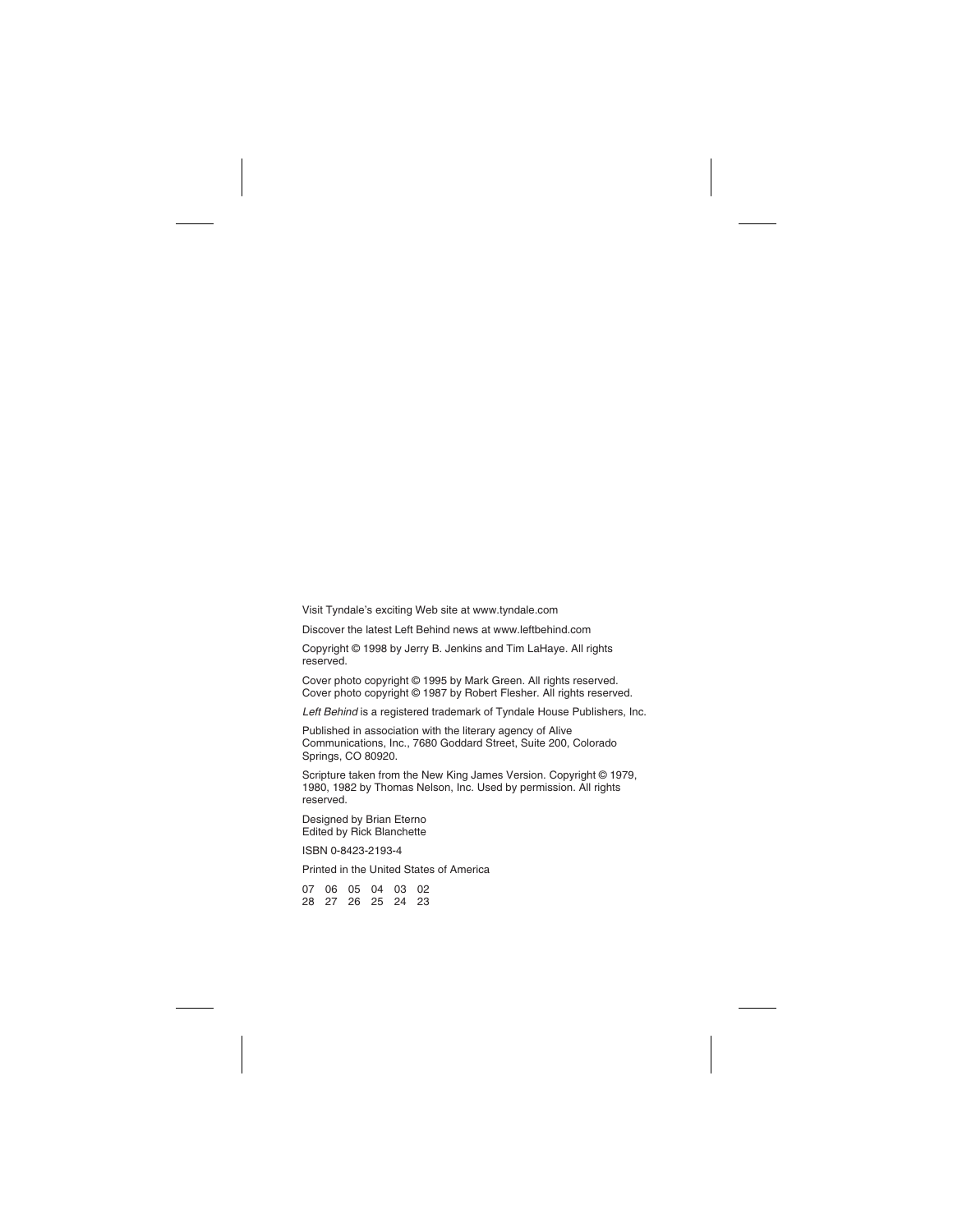Visit Tyndale's exciting Web site at www.tyndale.com

Discover the latest Left Behind news at www.leftbehind.com

Copyright © 1998 by Jerry B. Jenkins and Tim LaHaye. All rights reserved.

Cover photo copyright © 1995 by Mark Green. All rights reserved.
Cover photo copyright © 1987 by Robert Flesher. All rights reserved.

*Left Behind* is a registered trademark of Tyndale House Publishers, Inc.

Published in association with the literary agency of Alive Communications, Inc., 7680 Goddard Street, Suite 200, Colorado Springs, CO 80920.

Scripture taken from the New King James Version. Copyright © 1979, 1980, 1982 by Thomas Nelson, Inc. Used by permission. All rights reserved.

Designed by Brian Eterno
Edited by Rick Blanchette

ISBN 0-8423-2193-4

Printed in the United States of America

07 06 05 04 03 02
28 27 26 25 24 23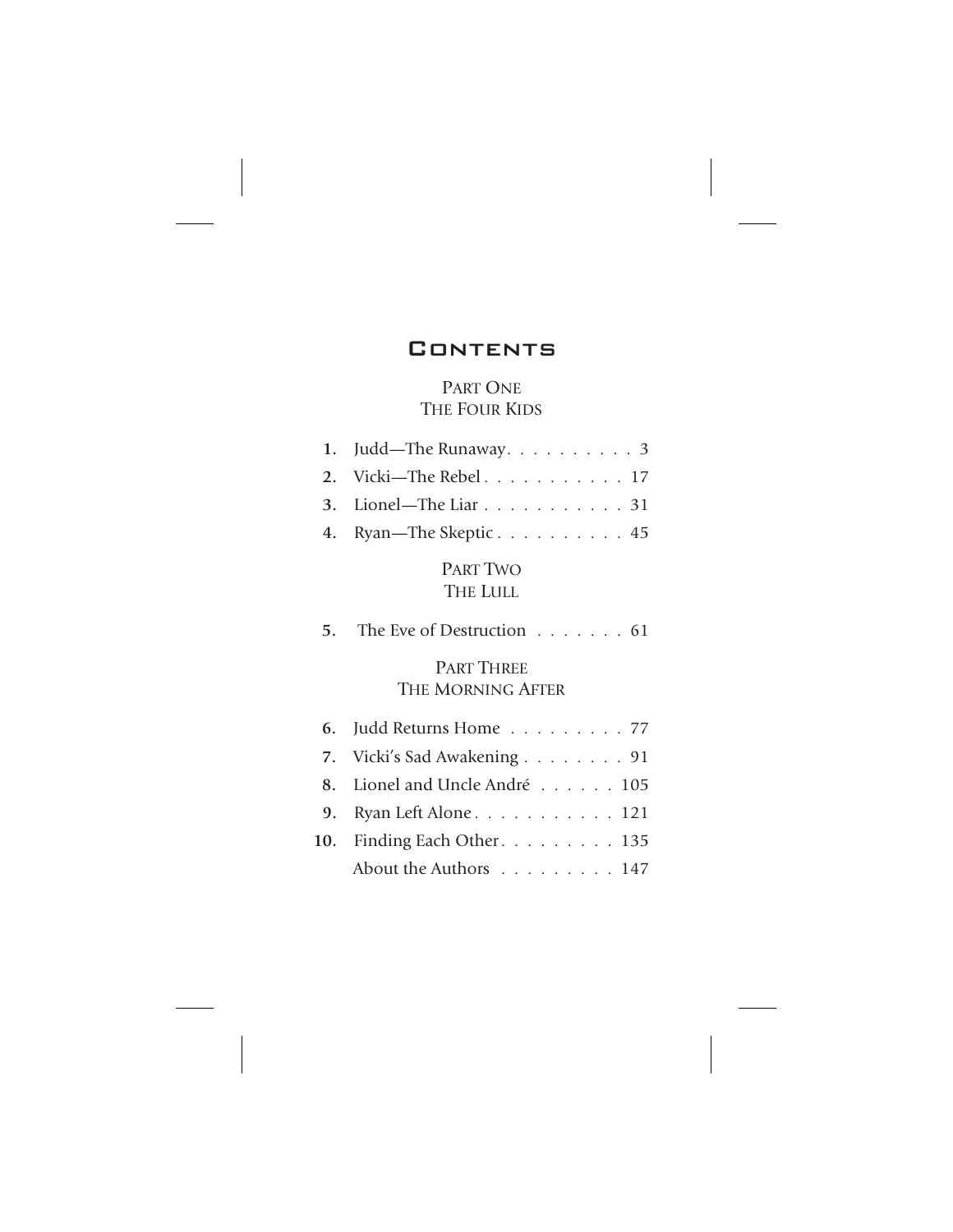# Contents

## Part One
## The Four Kids

1. Judd—The Runaway . . . . . . . . . . 3
2. Vicki—The Rebel . . . . . . . . . . . 17
3. Lionel—The Liar . . . . . . . . . . . 31
4. Ryan—The Skeptic . . . . . . . . . . 45

## Part Two
## The Lull

5. The Eve of Destruction . . . . . . . 61

## Part Three
## The Morning After

6. Judd Returns Home . . . . . . . . . 77
7. Vicki's Sad Awakening . . . . . . . . 91
8. Lionel and Uncle André . . . . . . 105
9. Ryan Left Alone . . . . . . . . . . . 121
10. Finding Each Other . . . . . . . . . 135

About the Authors . . . . . . . . . 147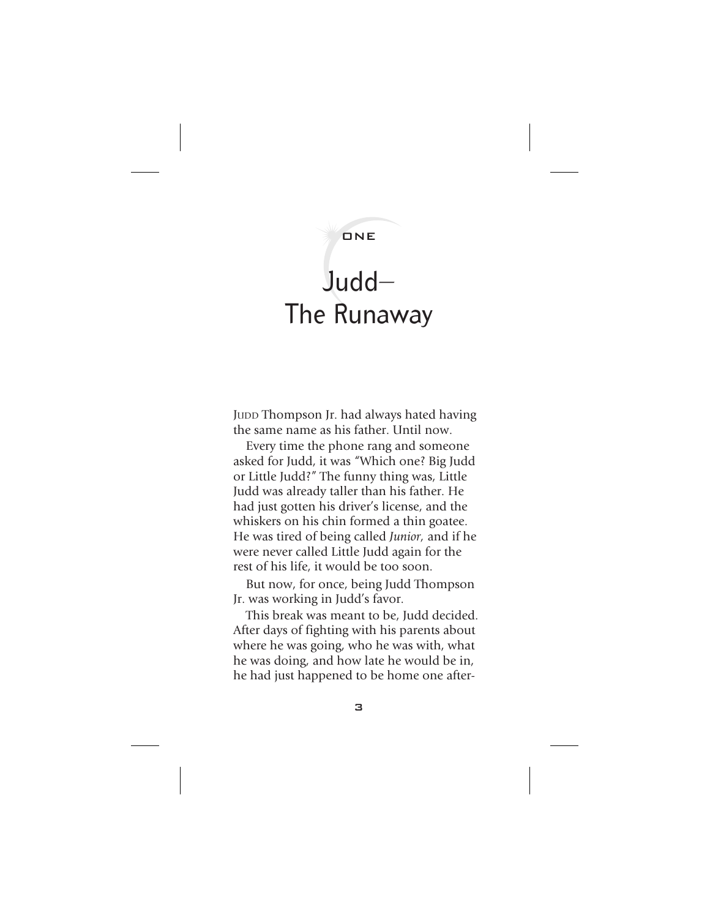ONE

# Judd— The Runaway

JUDD Thompson Jr. had always hated having the same name as his father. Until now.

Every time the phone rang and someone asked for Judd, it was "Which one? Big Judd or Little Judd?" The funny thing was, Little Judd was already taller than his father. He had just gotten his driver's license, and the whiskers on his chin formed a thin goatee. He was tired of being called *Junior,* and if he were never called Little Judd again for the rest of his life, it would be too soon.

But now, for once, being Judd Thompson Jr. was working in Judd's favor.

This break was meant to be, Judd decided. After days of fighting with his parents about where he was going, who he was with, what he was doing, and how late he would be in, he had just happened to be home one after-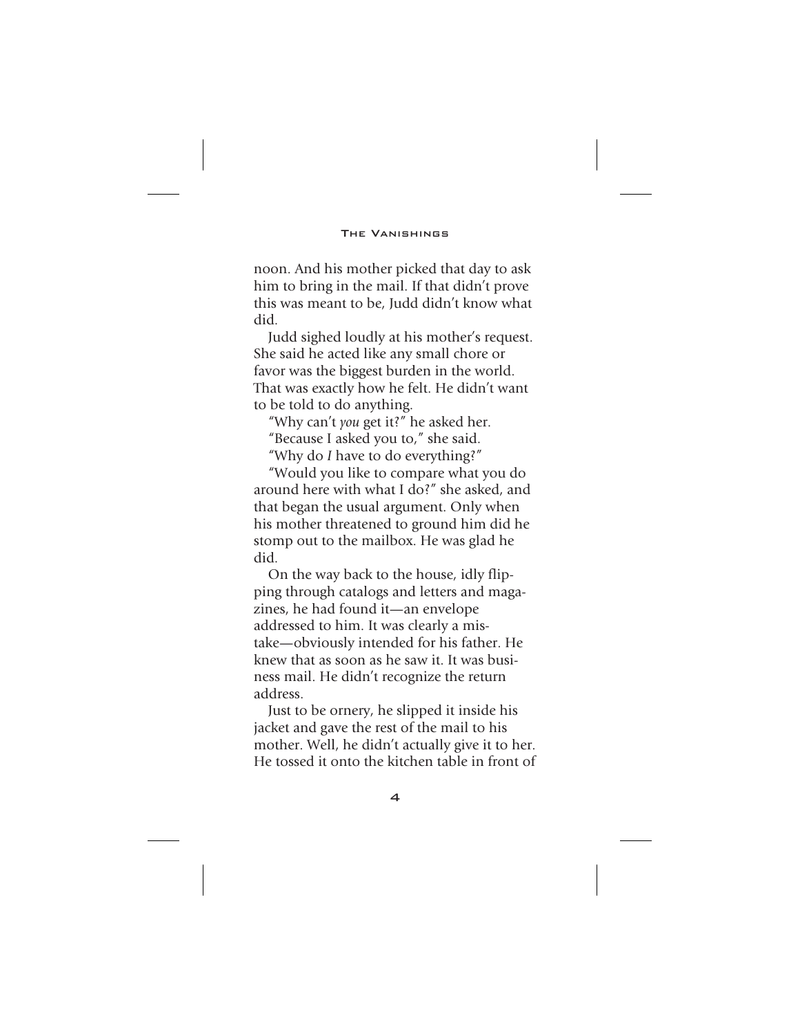noon. And his mother picked that day to ask him to bring in the mail. If that didn't prove this was meant to be, Judd didn't know what did.

Judd sighed loudly at his mother's request. She said he acted like any small chore or favor was the biggest burden in the world. That was exactly how he felt. He didn't want to be told to do anything.

"Why can't *you* get it?" he asked her.

"Because I asked you to," she said.

"Why do *I* have to do everything?"

"Would you like to compare what you do around here with what I do?" she asked, and that began the usual argument. Only when his mother threatened to ground him did he stomp out to the mailbox. He was glad he did.

On the way back to the house, idly flipping through catalogs and letters and magazines, he had found it—an envelope addressed to him. It was clearly a mistake—obviously intended for his father. He knew that as soon as he saw it. It was business mail. He didn't recognize the return address.

Just to be ornery, he slipped it inside his jacket and gave the rest of the mail to his mother. Well, he didn't actually give it to her. He tossed it onto the kitchen table in front of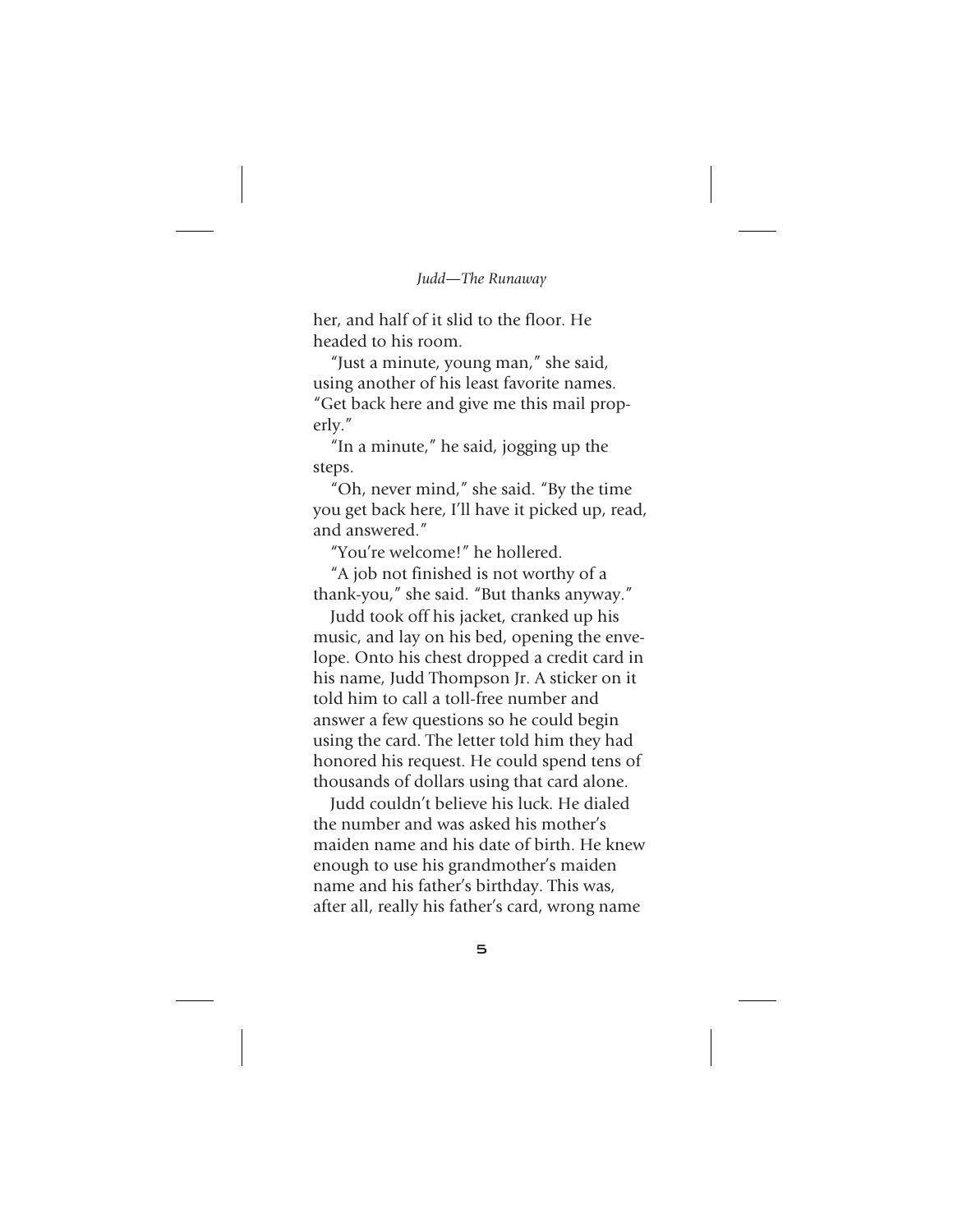her, and half of it slid to the floor. He headed to his room.

"Just a minute, young man," she said, using another of his least favorite names. "Get back here and give me this mail properly."

"In a minute," he said, jogging up the steps.

"Oh, never mind," she said. "By the time you get back here, I'll have it picked up, read, and answered."

"You're welcome!" he hollered.

"A job not finished is not worthy of a thank-you," she said. "But thanks anyway."

Judd took off his jacket, cranked up his music, and lay on his bed, opening the envelope. Onto his chest dropped a credit card in his name, Judd Thompson Jr. A sticker on it told him to call a toll-free number and answer a few questions so he could begin using the card. The letter told him they had honored his request. He could spend tens of thousands of dollars using that card alone.

Judd couldn't believe his luck. He dialed the number and was asked his mother's maiden name and his date of birth. He knew enough to use his grandmother's maiden name and his father's birthday. This was, after all, really his father's card, wrong name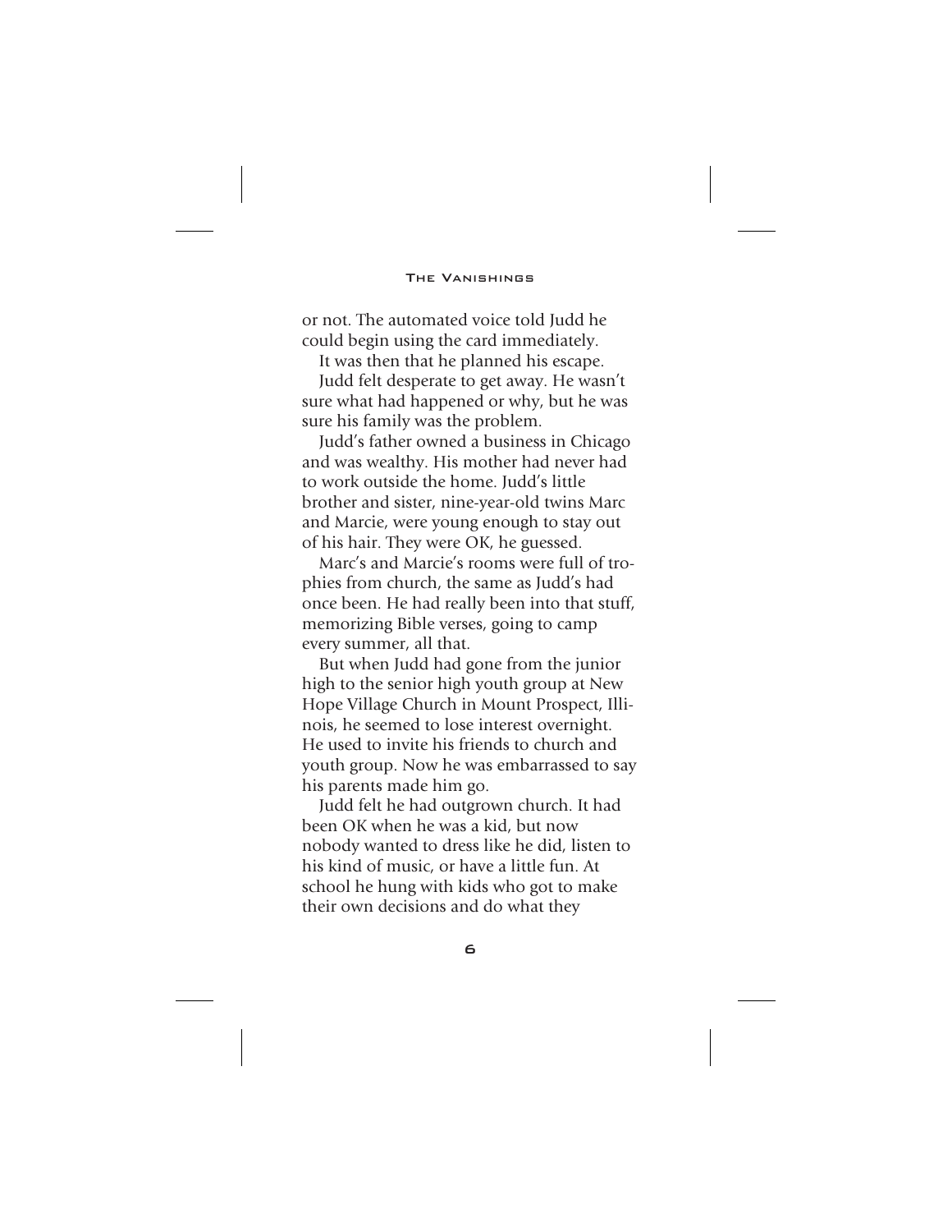or not. The automated voice told Judd he could begin using the card immediately.

It was then that he planned his escape.

Judd felt desperate to get away. He wasn't sure what had happened or why, but he was sure his family was the problem.

Judd's father owned a business in Chicago and was wealthy. His mother had never had to work outside the home. Judd's little brother and sister, nine-year-old twins Marc and Marcie, were young enough to stay out of his hair. They were OK, he guessed.

Marc's and Marcie's rooms were full of trophies from church, the same as Judd's had once been. He had really been into that stuff, memorizing Bible verses, going to camp every summer, all that.

But when Judd had gone from the junior high to the senior high youth group at New Hope Village Church in Mount Prospect, Illinois, he seemed to lose interest overnight. He used to invite his friends to church and youth group. Now he was embarrassed to say his parents made him go.

Judd felt he had outgrown church. It had been OK when he was a kid, but now nobody wanted to dress like he did, listen to his kind of music, or have a little fun. At school he hung with kids who got to make their own decisions and do what they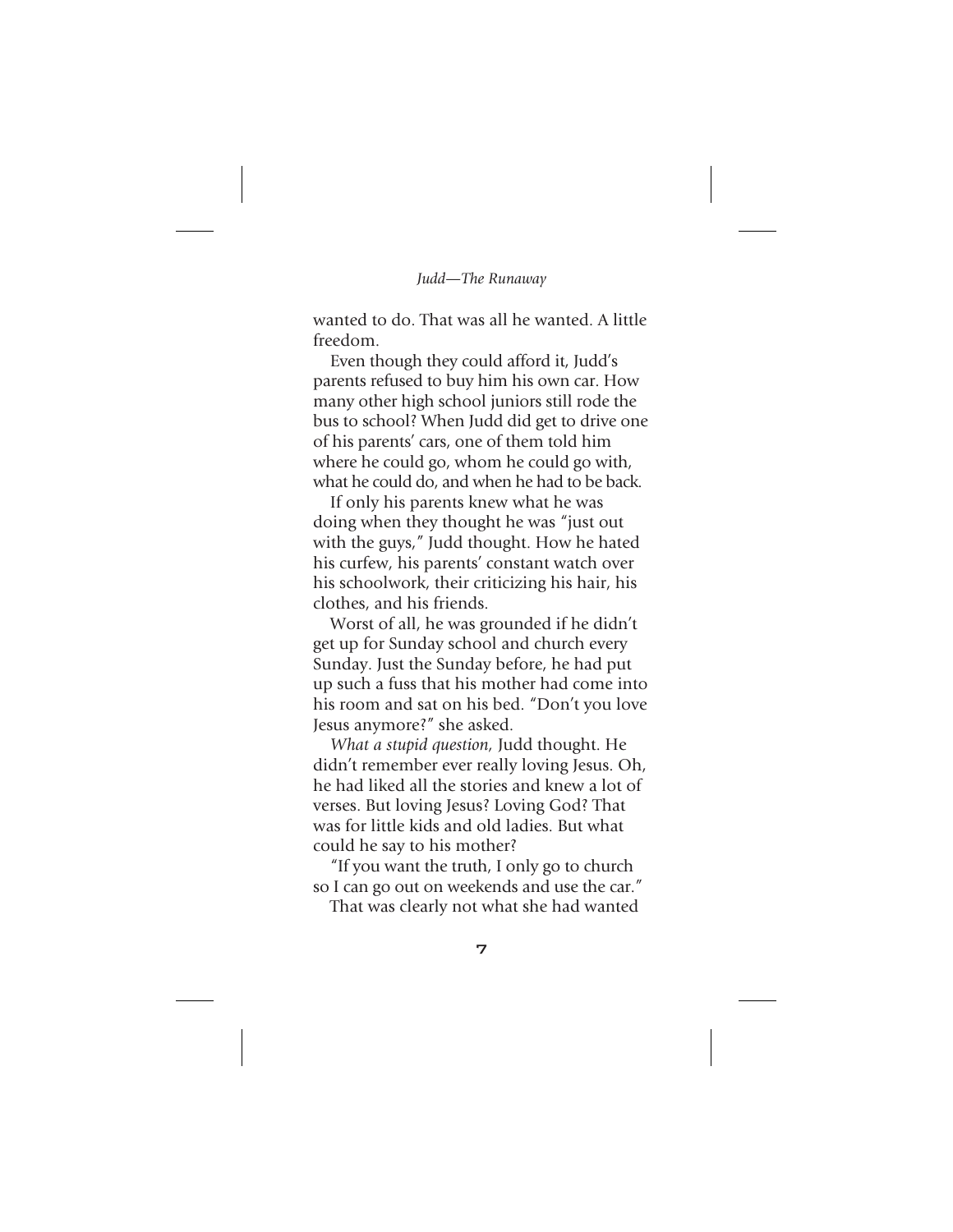wanted to do. That was all he wanted. A little freedom.

Even though they could afford it, Judd's parents refused to buy him his own car. How many other high school juniors still rode the bus to school? When Judd did get to drive one of his parents' cars, one of them told him where he could go, whom he could go with, what he could do, and when he had to be back.

If only his parents knew what he was doing when they thought he was "just out with the guys," Judd thought. How he hated his curfew, his parents' constant watch over his schoolwork, their criticizing his hair, his clothes, and his friends.

Worst of all, he was grounded if he didn't get up for Sunday school and church every Sunday. Just the Sunday before, he had put up such a fuss that his mother had come into his room and sat on his bed. "Don't you love Jesus anymore?" she asked.

*What a stupid question,* Judd thought. He didn't remember ever really loving Jesus. Oh, he had liked all the stories and knew a lot of verses. But loving Jesus? Loving God? That was for little kids and old ladies. But what could he say to his mother?

"If you want the truth, I only go to church so I can go out on weekends and use the car."

That was clearly not what she had wanted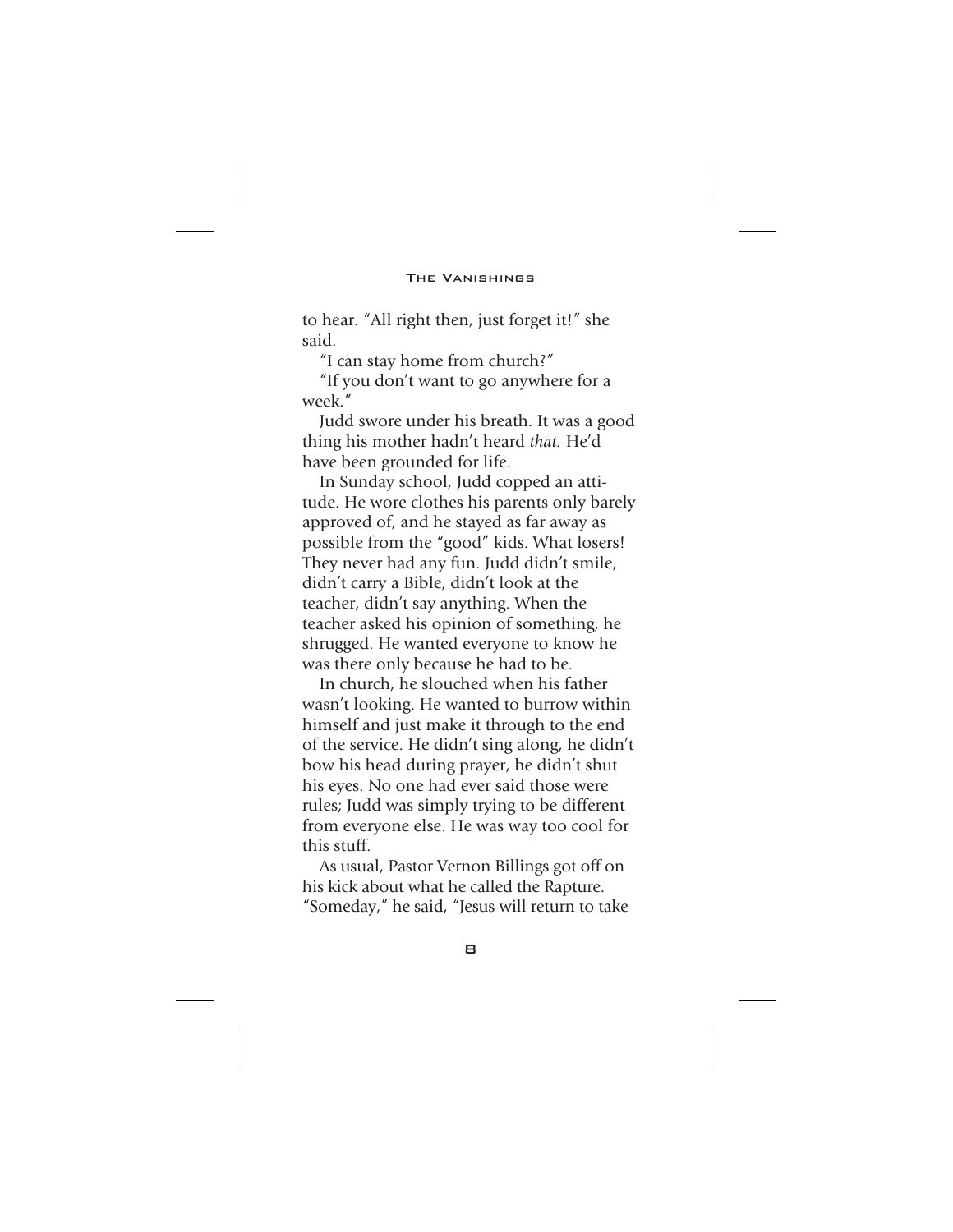to hear. "All right then, just forget it!" she said.

"I can stay home from church?"

"If you don't want to go anywhere for a week."

Judd swore under his breath. It was a good thing his mother hadn't heard *that.* He'd have been grounded for life.

In Sunday school, Judd copped an attitude. He wore clothes his parents only barely approved of, and he stayed as far away as possible from the "good" kids. What losers! They never had any fun. Judd didn't smile, didn't carry a Bible, didn't look at the teacher, didn't say anything. When the teacher asked his opinion of something, he shrugged. He wanted everyone to know he was there only because he had to be.

In church, he slouched when his father wasn't looking. He wanted to burrow within himself and just make it through to the end of the service. He didn't sing along, he didn't bow his head during prayer, he didn't shut his eyes. No one had ever said those were rules; Judd was simply trying to be different from everyone else. He was way too cool for this stuff.

As usual, Pastor Vernon Billings got off on his kick about what he called the Rapture. "Someday," he said, "Jesus will return to take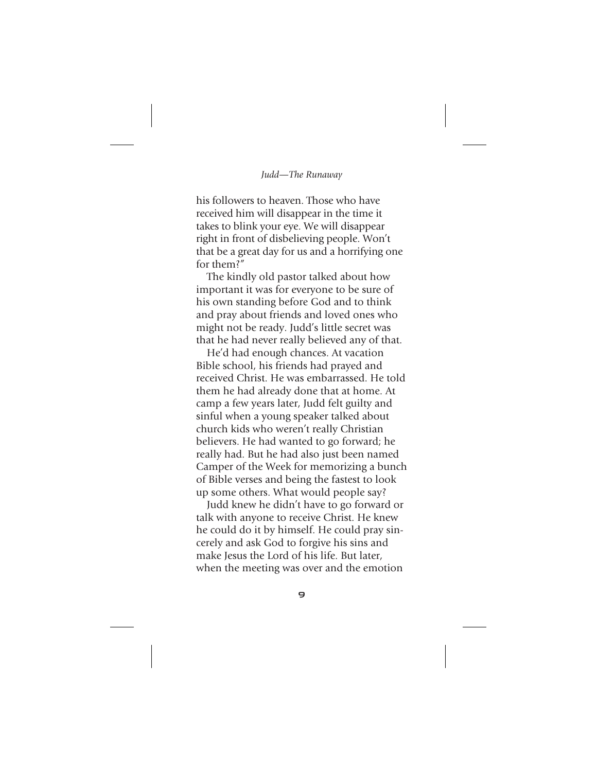his followers to heaven. Those who have received him will disappear in the time it takes to blink your eye. We will disappear right in front of disbelieving people. Won't that be a great day for us and a horrifying one for them?"

The kindly old pastor talked about how important it was for everyone to be sure of his own standing before God and to think and pray about friends and loved ones who might not be ready. Judd's little secret was that he had never really believed any of that.

He'd had enough chances. At vacation Bible school, his friends had prayed and received Christ. He was embarrassed. He told them he had already done that at home. At camp a few years later, Judd felt guilty and sinful when a young speaker talked about church kids who weren't really Christian believers. He had wanted to go forward; he really had. But he had also just been named Camper of the Week for memorizing a bunch of Bible verses and being the fastest to look up some others. What would people say?

Judd knew he didn't have to go forward or talk with anyone to receive Christ. He knew he could do it by himself. He could pray sincerely and ask God to forgive his sins and make Jesus the Lord of his life. But later, when the meeting was over and the emotion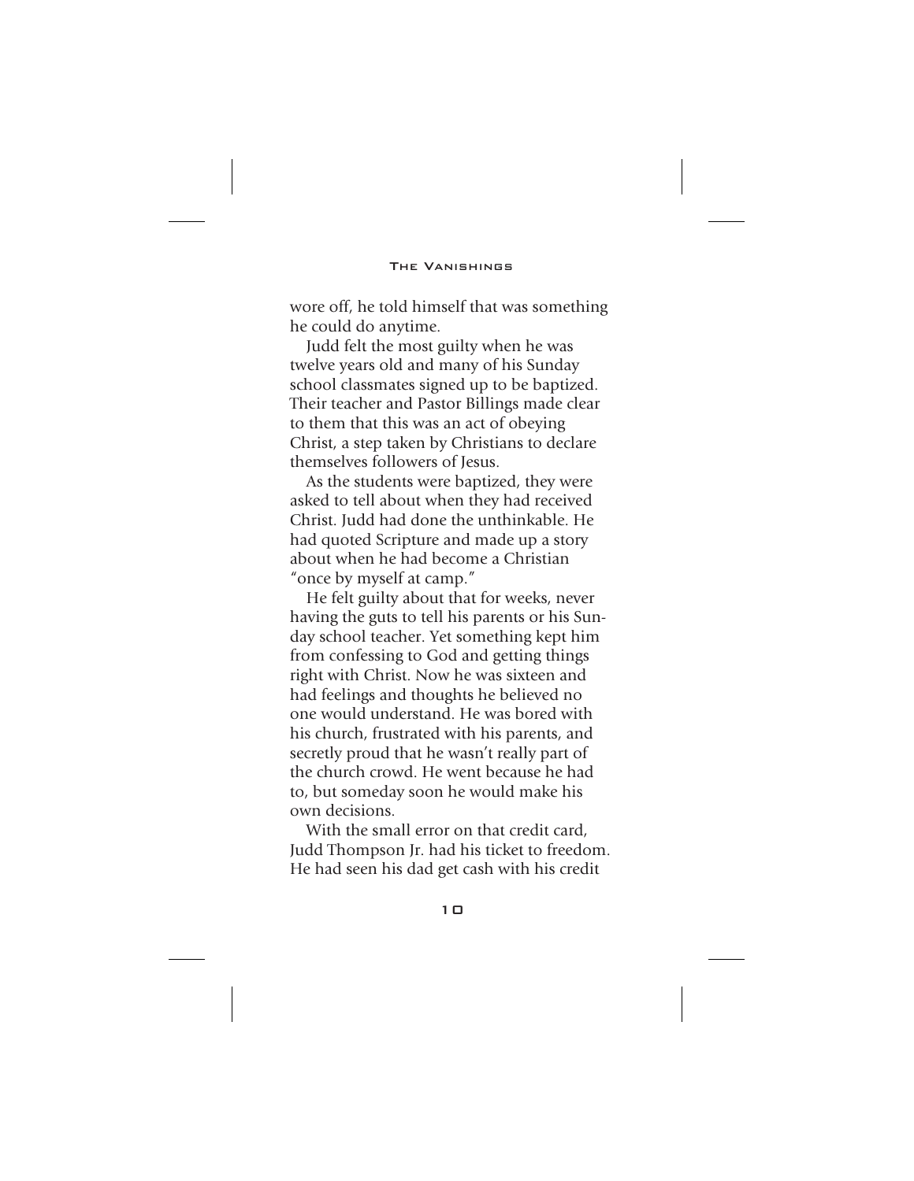wore off, he told himself that was something he could do anytime.

Judd felt the most guilty when he was twelve years old and many of his Sunday school classmates signed up to be baptized. Their teacher and Pastor Billings made clear to them that this was an act of obeying Christ, a step taken by Christians to declare themselves followers of Jesus.

As the students were baptized, they were asked to tell about when they had received Christ. Judd had done the unthinkable. He had quoted Scripture and made up a story about when he had become a Christian "once by myself at camp."

He felt guilty about that for weeks, never having the guts to tell his parents or his Sunday school teacher. Yet something kept him from confessing to God and getting things right with Christ. Now he was sixteen and had feelings and thoughts he believed no one would understand. He was bored with his church, frustrated with his parents, and secretly proud that he wasn't really part of the church crowd. He went because he had to, but someday soon he would make his own decisions.

With the small error on that credit card, Judd Thompson Jr. had his ticket to freedom. He had seen his dad get cash with his credit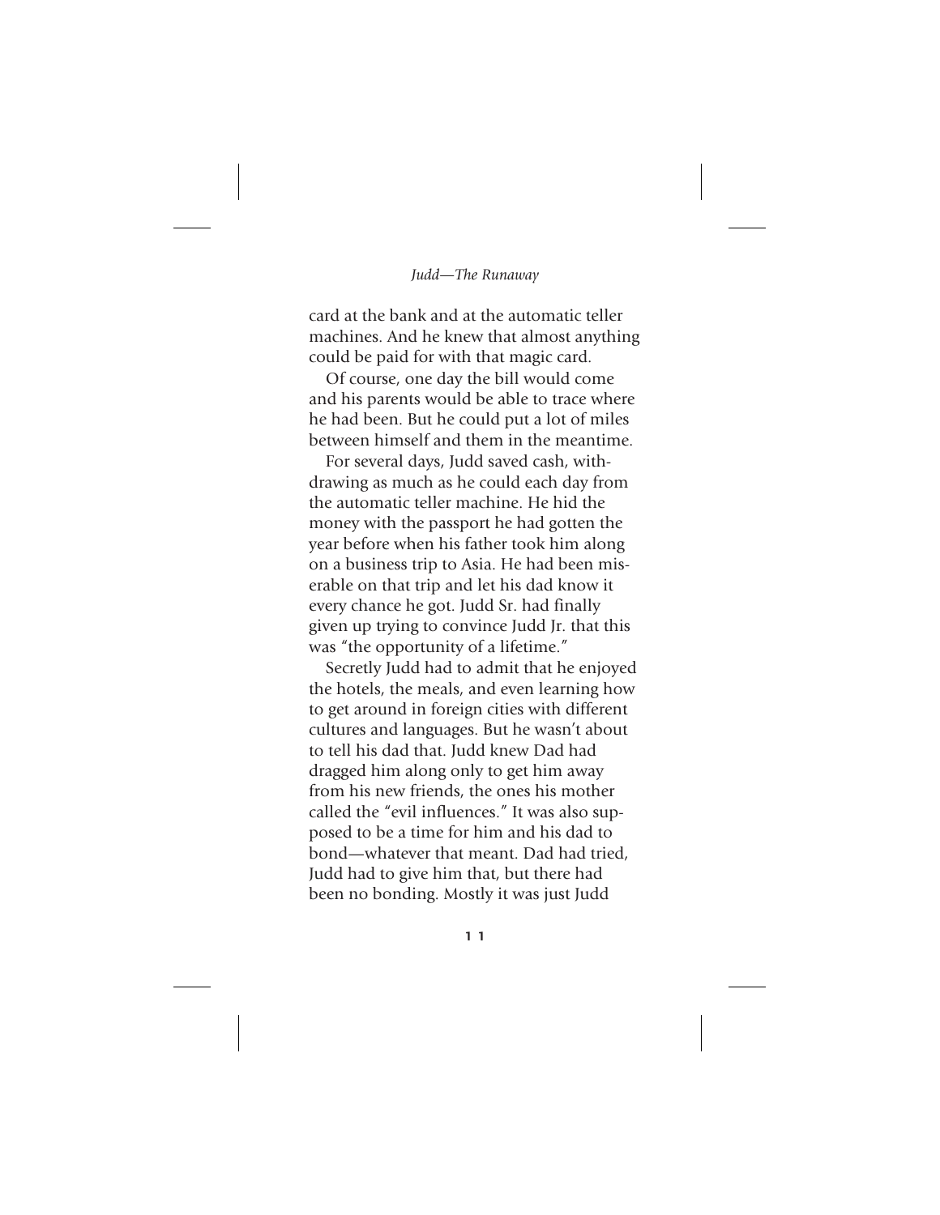card at the bank and at the automatic teller machines. And he knew that almost anything could be paid for with that magic card.

Of course, one day the bill would come and his parents would be able to trace where he had been. But he could put a lot of miles between himself and them in the meantime.

For several days, Judd saved cash, withdrawing as much as he could each day from the automatic teller machine. He hid the money with the passport he had gotten the year before when his father took him along on a business trip to Asia. He had been miserable on that trip and let his dad know it every chance he got. Judd Sr. had finally given up trying to convince Judd Jr. that this was "the opportunity of a lifetime."

Secretly Judd had to admit that he enjoyed the hotels, the meals, and even learning how to get around in foreign cities with different cultures and languages. But he wasn't about to tell his dad that. Judd knew Dad had dragged him along only to get him away from his new friends, the ones his mother called the "evil influences." It was also supposed to be a time for him and his dad to bond—whatever that meant. Dad had tried, Judd had to give him that, but there had been no bonding. Mostly it was just Judd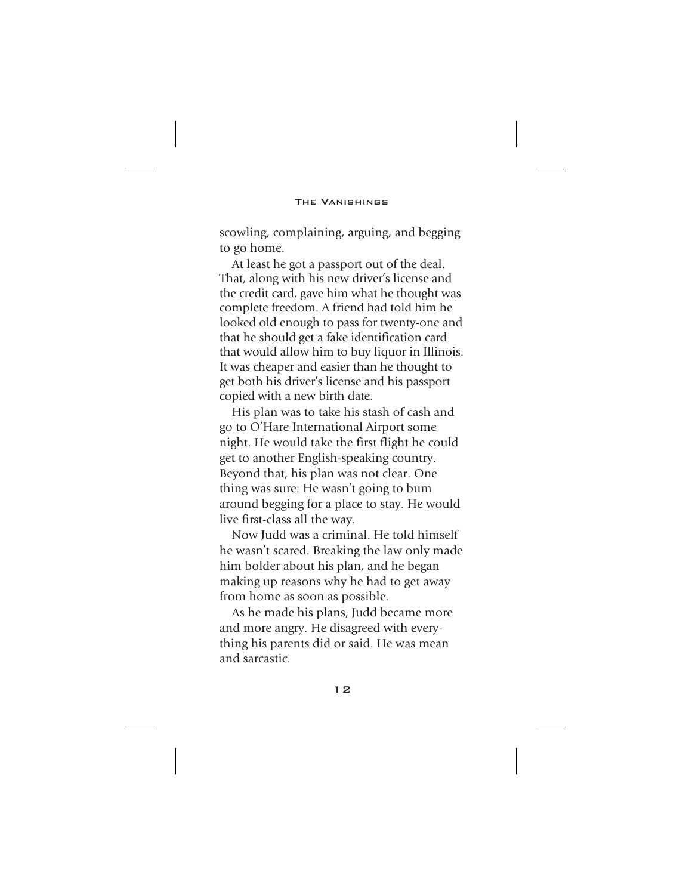scowling, complaining, arguing, and begging to go home.

At least he got a passport out of the deal. That, along with his new driver's license and the credit card, gave him what he thought was complete freedom. A friend had told him he looked old enough to pass for twenty-one and that he should get a fake identification card that would allow him to buy liquor in Illinois. It was cheaper and easier than he thought to get both his driver's license and his passport copied with a new birth date.

His plan was to take his stash of cash and go to O'Hare International Airport some night. He would take the first flight he could get to another English-speaking country. Beyond that, his plan was not clear. One thing was sure: He wasn't going to bum around begging for a place to stay. He would live first-class all the way.

Now Judd was a criminal. He told himself he wasn't scared. Breaking the law only made him bolder about his plan, and he began making up reasons why he had to get away from home as soon as possible.

As he made his plans, Judd became more and more angry. He disagreed with everything his parents did or said. He was mean and sarcastic.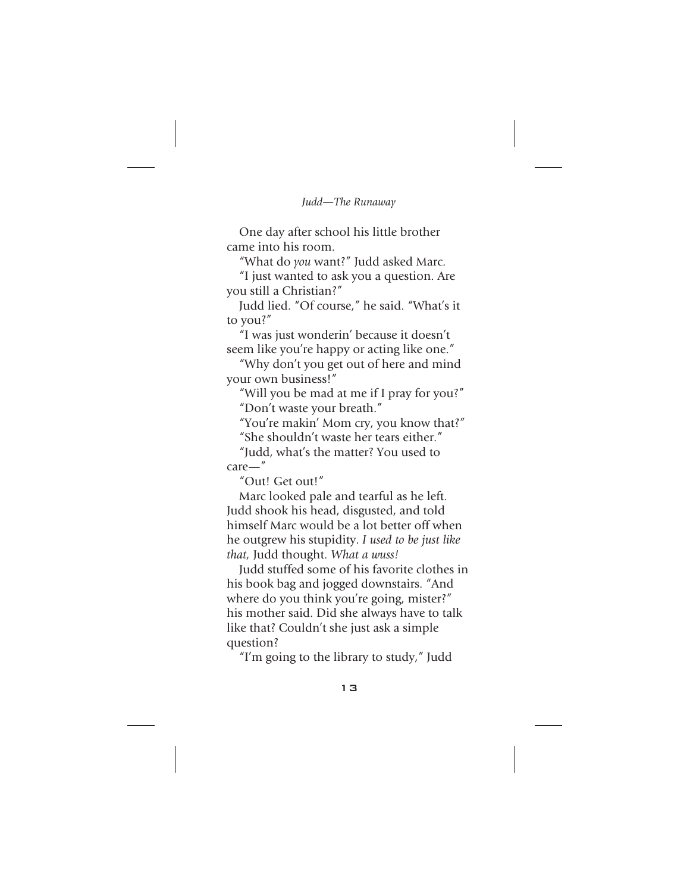One day after school his little brother came into his room.

"What do *you* want?" Judd asked Marc.

"I just wanted to ask you a question. Are you still a Christian?"

Judd lied. "Of course," he said. "What's it to you?"

"I was just wonderin' because it doesn't seem like you're happy or acting like one."

"Why don't you get out of here and mind your own business!"

"Will you be mad at me if I pray for you?"

"Don't waste your breath."

"You're makin' Mom cry, you know that?"

"She shouldn't waste her tears either."

"Judd, what's the matter? You used to care—"

"Out! Get out!"

Marc looked pale and tearful as he left. Judd shook his head, disgusted, and told himself Marc would be a lot better off when he outgrew his stupidity. *I used to be just like that,* Judd thought. *What a wuss!*

Judd stuffed some of his favorite clothes in his book bag and jogged downstairs. "And where do you think you're going, mister?" his mother said. Did she always have to talk like that? Couldn't she just ask a simple question?

"I'm going to the library to study," Judd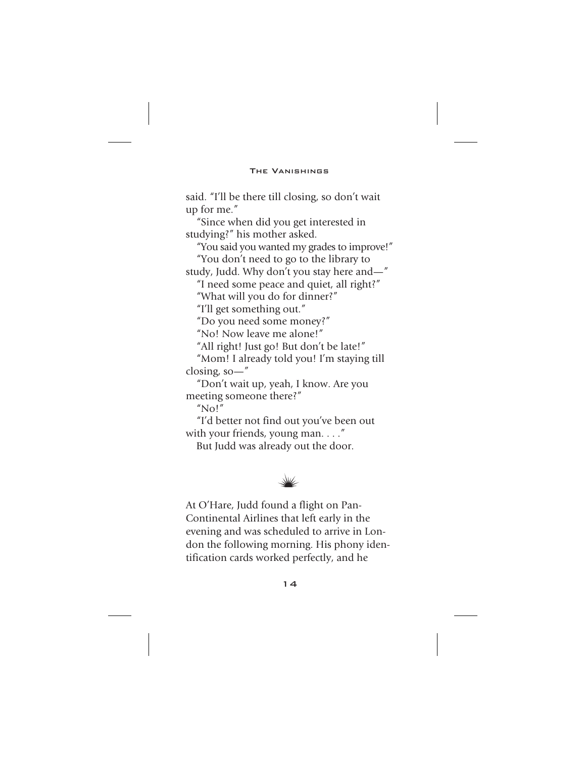said. "I'll be there till closing, so don't wait up for me."

"Since when did you get interested in studying?" his mother asked.

"You said you wanted my grades to improve!"

"You don't need to go to the library to study, Judd. Why don't you stay here and—"

"I need some peace and quiet, all right?"

"What will you do for dinner?"

"I'll get something out."

"Do you need some money?"

"No! Now leave me alone!"

"All right! Just go! But don't be late!"

"Mom! I already told you! I'm staying till closing, so—"

"Don't wait up, yeah, I know. Are you meeting someone there?"

"No!"

"I'd better not find out you've been out with your friends, young man. . . ."

But Judd was already out the door.

---

At O'Hare, Judd found a flight on Pan-Continental Airlines that left early in the evening and was scheduled to arrive in London the following morning. His phony identification cards worked perfectly, and he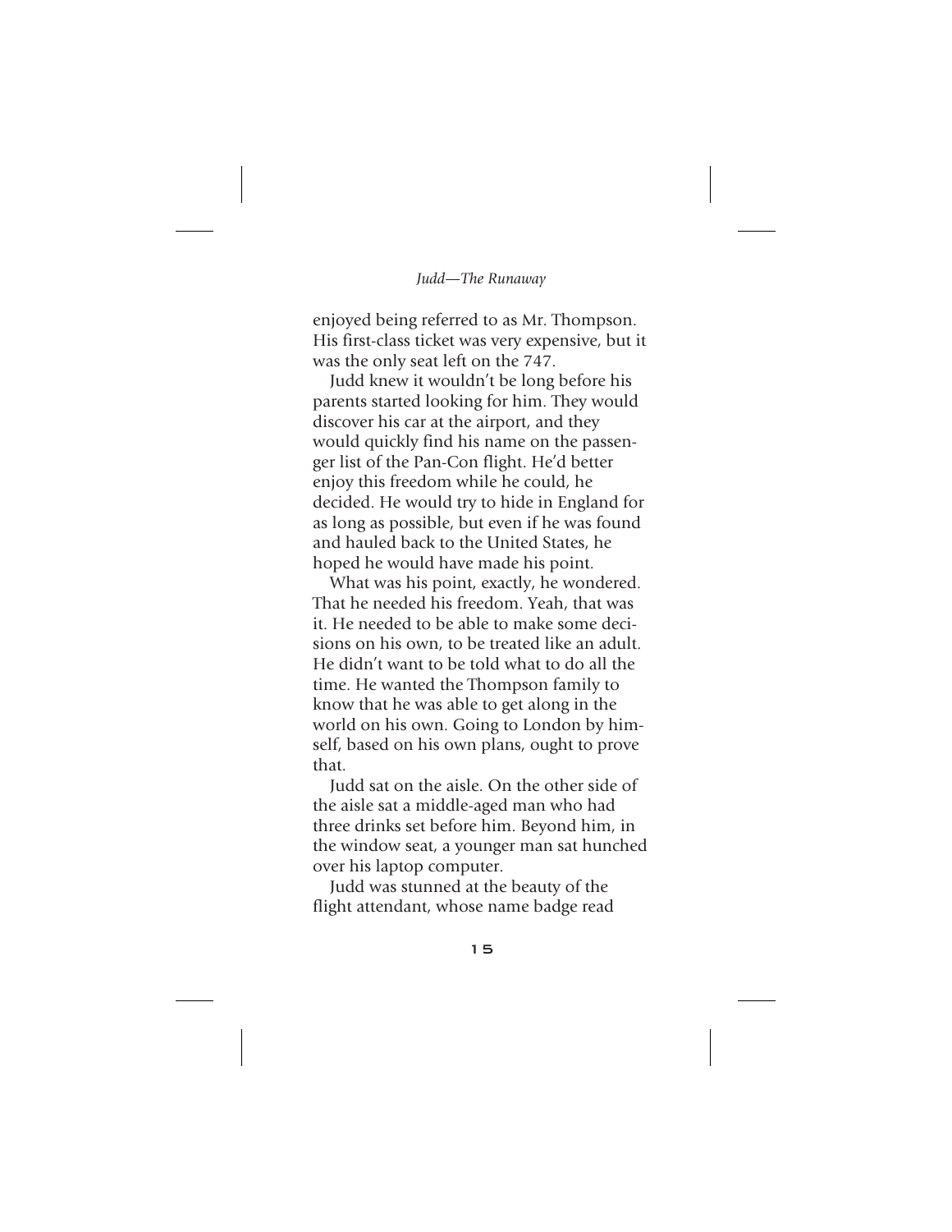enjoyed being referred to as Mr. Thompson. His first-class ticket was very expensive, but it was the only seat left on the 747.

Judd knew it wouldn't be long before his parents started looking for him. They would discover his car at the airport, and they would quickly find his name on the passenger list of the Pan-Con flight. He'd better enjoy this freedom while he could, he decided. He would try to hide in England for as long as possible, but even if he was found and hauled back to the United States, he hoped he would have made his point.

What was his point, exactly, he wondered. That he needed his freedom. Yeah, that was it. He needed to be able to make some decisions on his own, to be treated like an adult. He didn't want to be told what to do all the time. He wanted the Thompson family to know that he was able to get along in the world on his own. Going to London by himself, based on his own plans, ought to prove that.

Judd sat on the aisle. On the other side of the aisle sat a middle-aged man who had three drinks set before him. Beyond him, in the window seat, a younger man sat hunched over his laptop computer.

Judd was stunned at the beauty of the flight attendant, whose name badge read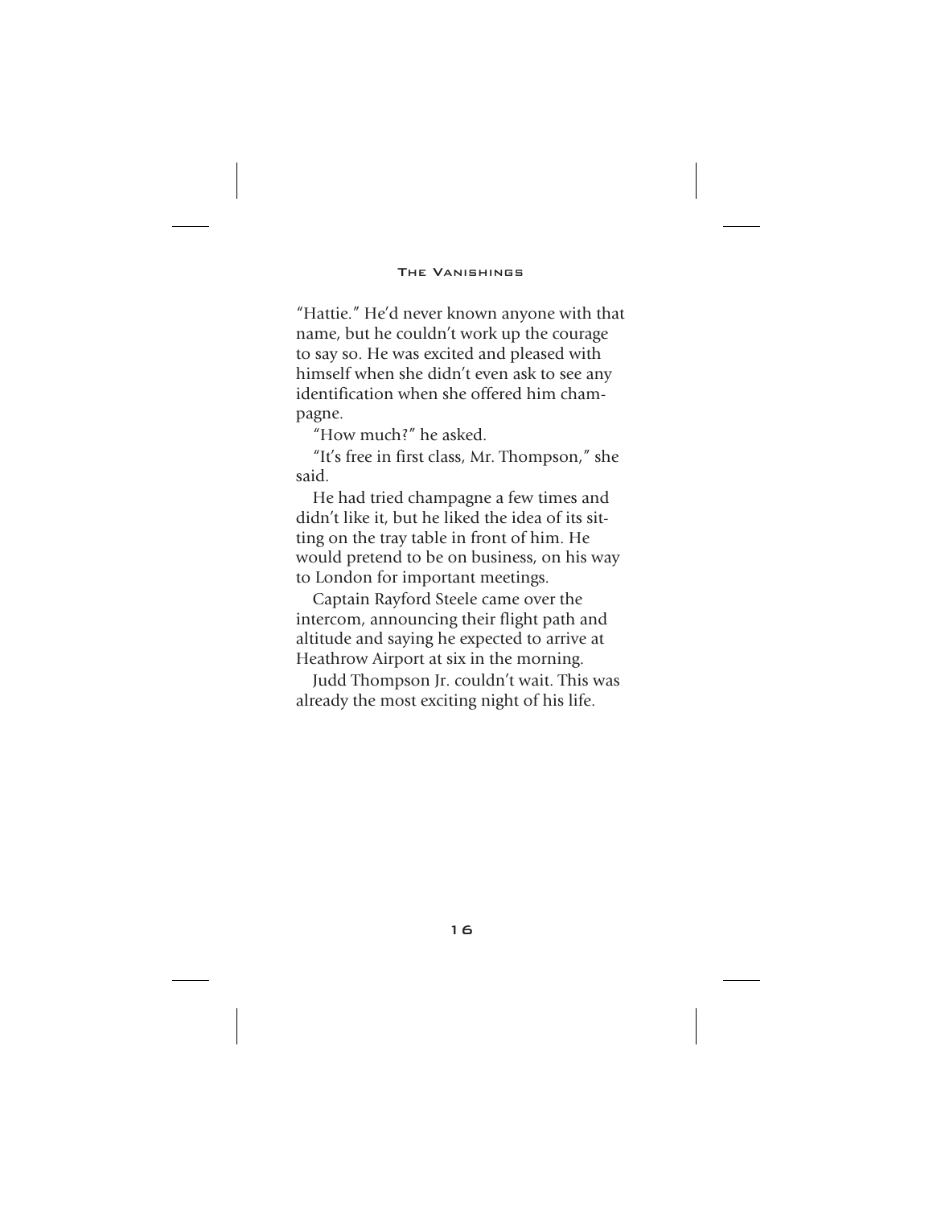"Hattie." He'd never known anyone with that name, but he couldn't work up the courage to say so. He was excited and pleased with himself when she didn't even ask to see any identification when she offered him champagne.

"How much?" he asked.

"It's free in first class, Mr. Thompson," she said.

He had tried champagne a few times and didn't like it, but he liked the idea of its sitting on the tray table in front of him. He would pretend to be on business, on his way to London for important meetings.

Captain Rayford Steele came over the intercom, announcing their flight path and altitude and saying he expected to arrive at Heathrow Airport at six in the morning.

Judd Thompson Jr. couldn't wait. This was already the most exciting night of his life.